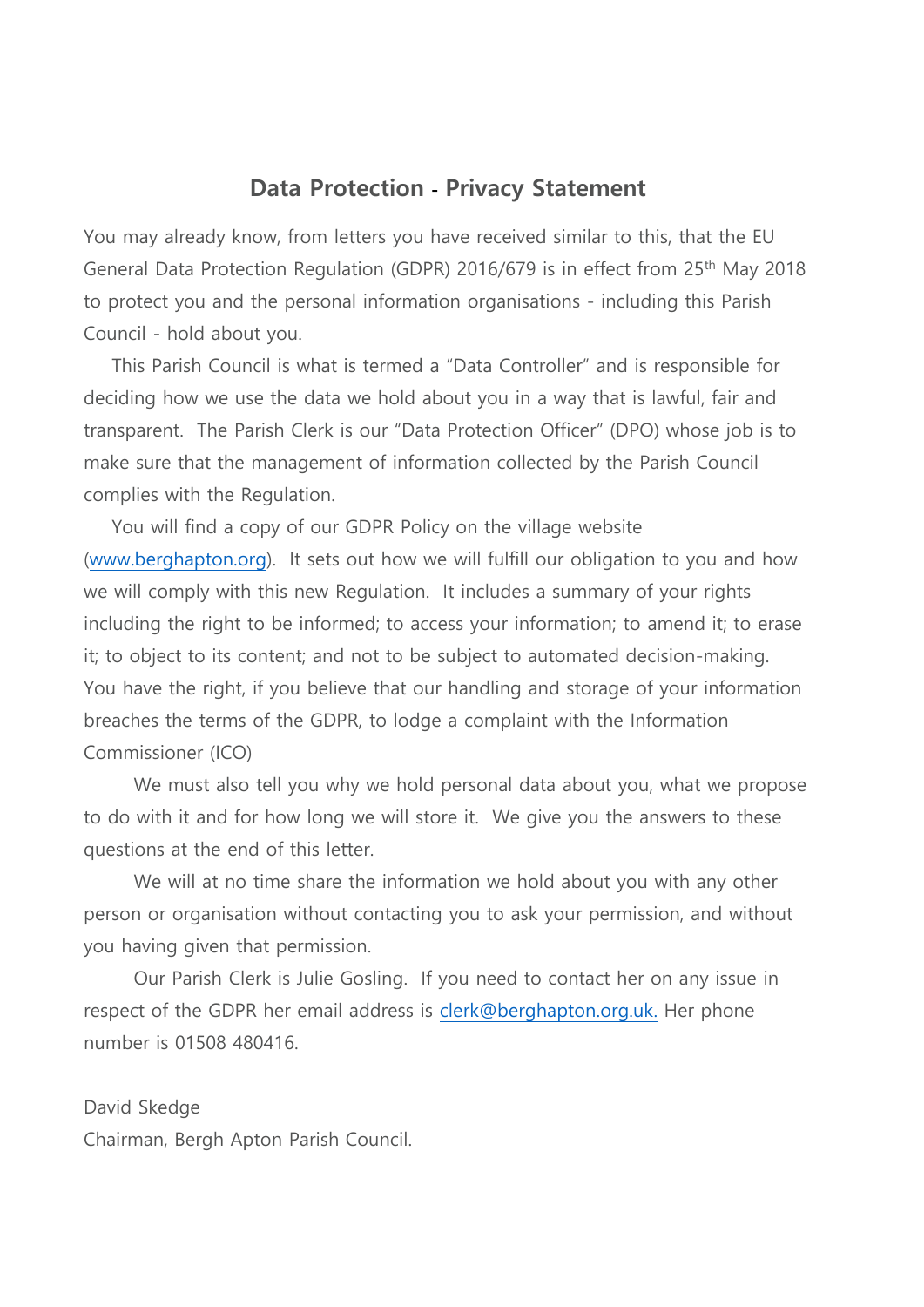## Data Protection - Privacy Statement

You may already know, from letters you have received similar to this, that the EU General Data Protection Regulation (GDPR) 2016/679 is in effect from 25th May 2018 to protect you and the personal information organisations - including this Parish Council - hold about you.

This Parish Council is what is termed a "Data Controller" and is responsible for deciding how we use the data we hold about you in a way that is lawful, fair and transparent. The Parish Clerk is our "Data Protection Officer" (DPO) whose job is to make sure that the management of information collected by the Parish Council complies with the Regulation.

You will find a copy of our GDPR Policy on the village website (www.berghapton.org). It sets out how we will fulfill our obligation to you and how we will comply with this new Regulation. It includes a summary of your rights including the right to be informed; to access your information; to amend it; to erase it; to object to its content; and not to be subject to automated decision-making. You have the right, if you believe that our handling and storage of your information breaches the terms of the GDPR, to lodge a complaint with the Information Commissioner (ICO)

We must also tell you why we hold personal data about you, what we propose to do with it and for how long we will store it. We give you the answers to these questions at the end of this letter.

We will at no time share the information we hold about you with any other person or organisation without contacting you to ask your permission, and without you having given that permission.

Our Parish Clerk is Julie Gosling. If you need to contact her on any issue in respect of the GDPR her email address is clerk@berghapton.org.uk. Her phone number is 01508 480416.

David Skedge
Chairman, Bergh Apton Parish Council.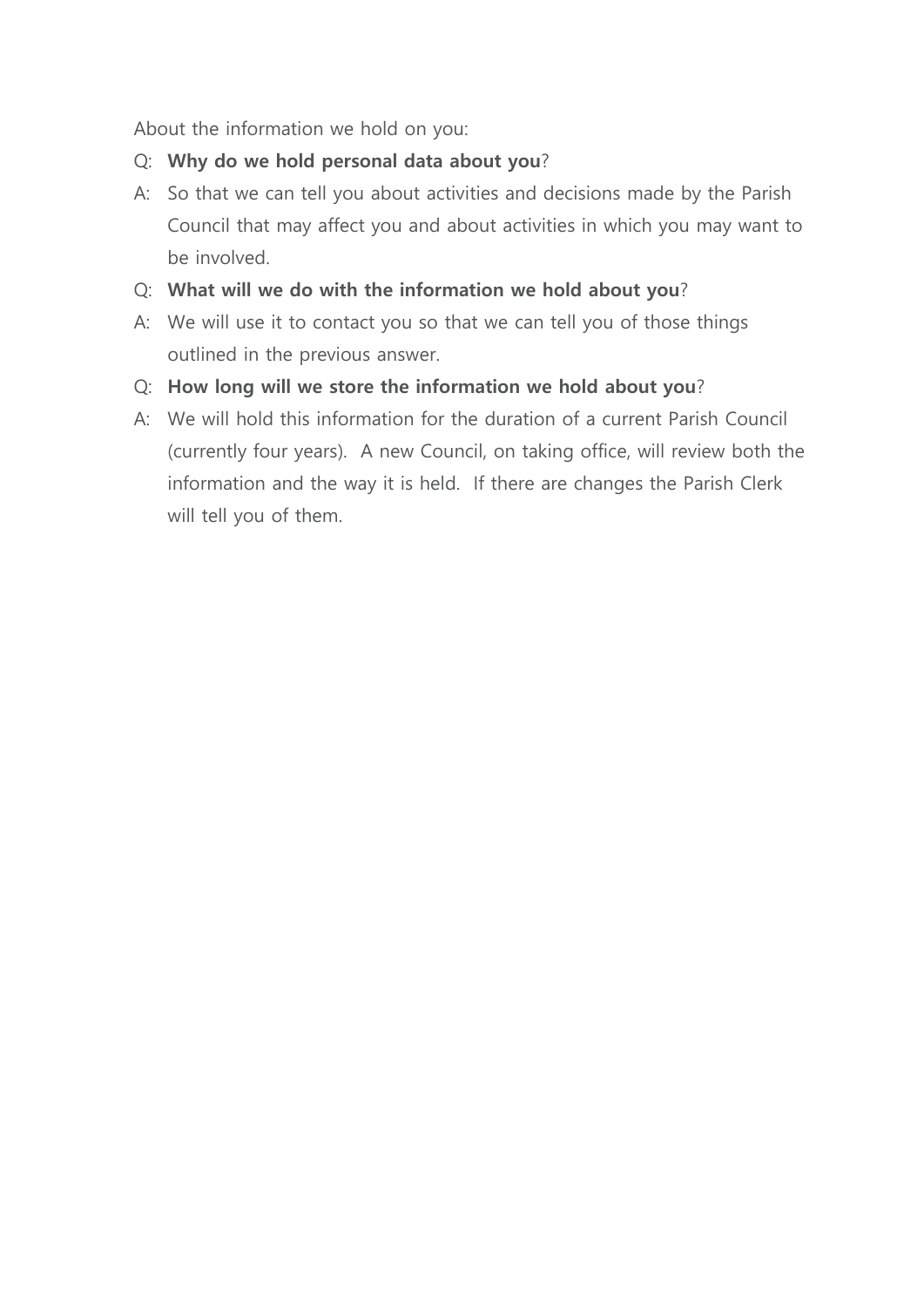About the information we hold on you:

Q: **Why do we hold personal data about you**?

A: So that we can tell you about activities and decisions made by the Parish Council that may affect you and about activities in which you may want to be involved.

Q: **What will we do with the information we hold about you**?

A: We will use it to contact you so that we can tell you of those things outlined in the previous answer.

Q: **How long will we store the information we hold about you**?

A: We will hold this information for the duration of a current Parish Council (currently four years). A new Council, on taking office, will review both the information and the way it is held. If there are changes the Parish Clerk will tell you of them.